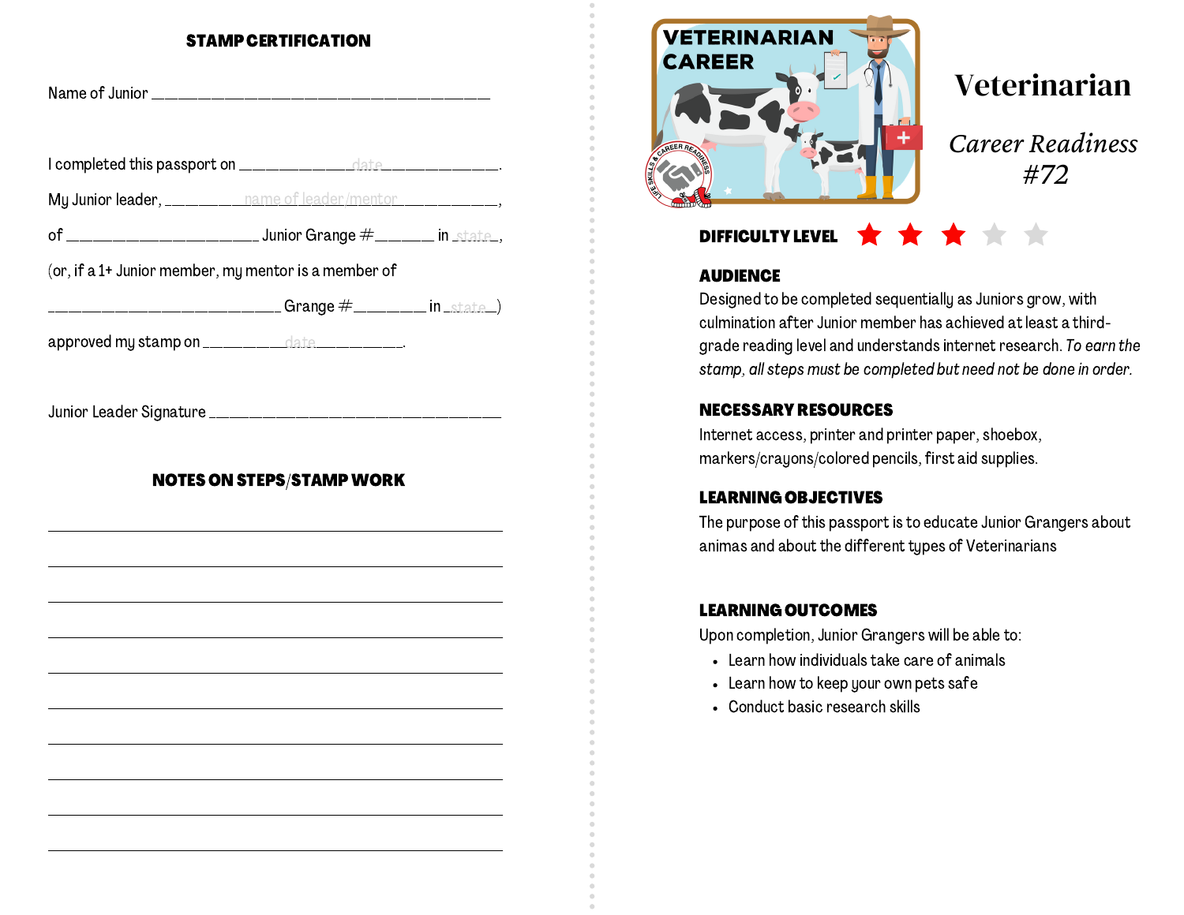## STAMP CERTIFICATION

Name of Junior ________________________________________

I completed this passport on ____________date____________.

My Junior leader, ________name of leader/mentor__________,

of ______________________ Junior Grange #_______ in _state_,

(or, if a 1+ Junior member, my mentor is a member of

___________________________ Grange #________ in _state_)

approved my stamp on _________date__________.

Junior Leader Signature __________________________________

## NOTES ON STEPS/STAMP WORK

______________________________________________________

______________________________________________________

______________________________________________________

______________________________________________________

______________________________________________________

______________________________________________________

______________________________________________________

______________________________________________________

______________________________________________________

______________________________________________________

VETERINARIAN CAREER

# Veterinarian

*Career Readiness #72*

**DIFFICULTY LEVEL** ★★★☆☆

### AUDIENCE

Designed to be completed sequentially as Juniors grow, with culmination after Junior member has achieved at least a third-grade reading level and understands internet research. *To earn the stamp, all steps must be completed but need not be done in order.*

### NECESSARY RESOURCES

Internet access, printer and printer paper, shoebox, markers/crayons/colored pencils, first aid supplies.

### LEARNING OBJECTIVES

The purpose of this passport is to educate Junior Grangers about animas and about the different types of Veterinarians

### LEARNING OUTCOMES

Upon completion, Junior Grangers will be able to:

- Learn how individuals take care of animals
- Learn how to keep your own pets safe
- Conduct basic research skills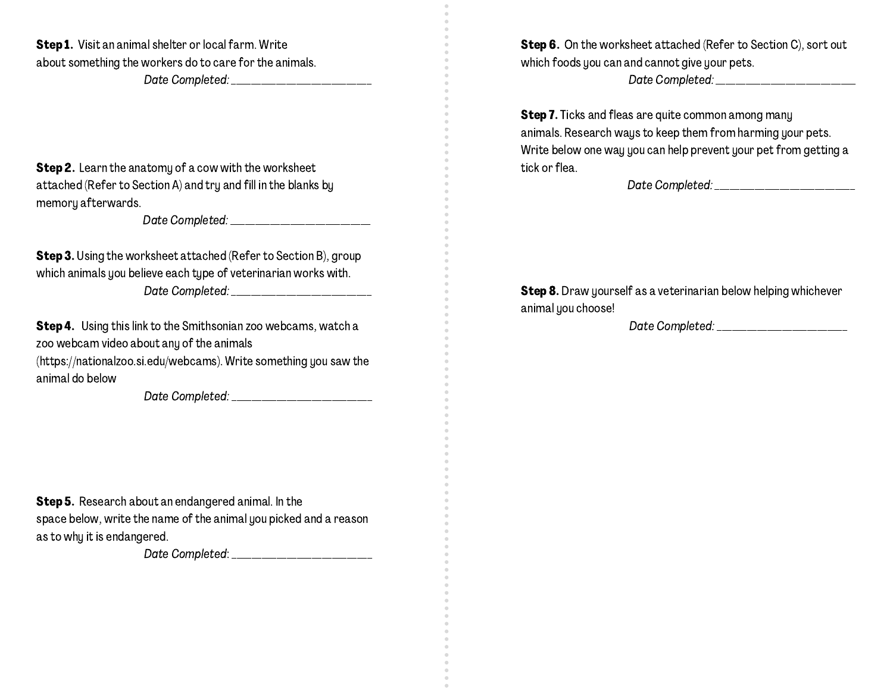**Step 1.** Visit an animal shelter or local farm. Write about something the workers do to care for the animals.

*Date Completed:* ______________________

**Step 2.** Learn the anatomy of a cow with the worksheet attached (Refer to Section A) and try and fill in the blanks by memory afterwards.

*Date Completed:* ______________________

**Step 3.** Using the worksheet attached (Refer to Section B), group which animals you believe each type of veterinarian works with.

*Date Completed:* ______________________

**Step 4.** Using this link to the Smithsonian zoo webcams, watch a zoo webcam video about any of the animals (https://nationalzoo.si.edu/webcams). Write something you saw the animal do below

*Date Completed:* ______________________

**Step 5.** Research about an endangered animal. In the space below, write the name of the animal you picked and a reason as to why it is endangered.

*Date Completed*: ______________________

**Step 6.** On the worksheet attached (Refer to Section C), sort out which foods you can and cannot give your pets.

*Date Completed:* ______________________

**Step 7.** Ticks and fleas are quite common among many animals. Research ways to keep them from harming your pets. Write below one way you can help prevent your pet from getting a tick or flea.

*Date Completed:* ______________________

**Step 8.** Draw yourself as a veterinarian below helping whichever animal you choose!

*Date Completed:* ______________________